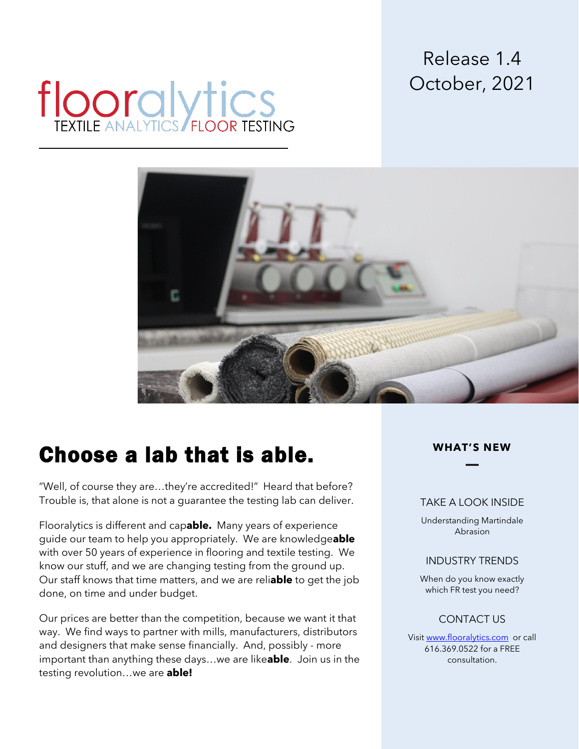Release 1.4
October, 2021

floorarlytics
TEXTILE ANALYTICS / FLOOR TESTING

# Choose a lab that is able.

"Well, of course they are…they're accredited!" Heard that before? Trouble is, that alone is not a guarantee the testing lab can deliver.

Flooralytics is different and cap**able.** Many years of experience guide our team to help you appropriately. We are knowledge**able** with over 50 years of experience in flooring and textile testing. We know our stuff, and we are changing testing from the ground up. Our staff knows that time matters, and we are reli**able** to get the job done, on time and under budget.

Our prices are better than the competition, because we want it that way. We find ways to partner with mills, manufacturers, distributors and designers that make sense financially. And, possibly - more important than anything these days…we are like**able**. Join us in the testing revolution…we are **able!**

**WHAT'S NEW**

TAKE A LOOK INSIDE

Understanding Martindale Abrasion

INDUSTRY TRENDS

When do you know exactly which FR test you need?

CONTACT US

Visit www.flooralytics.com or call 616.369.0522 for a FREE consultation.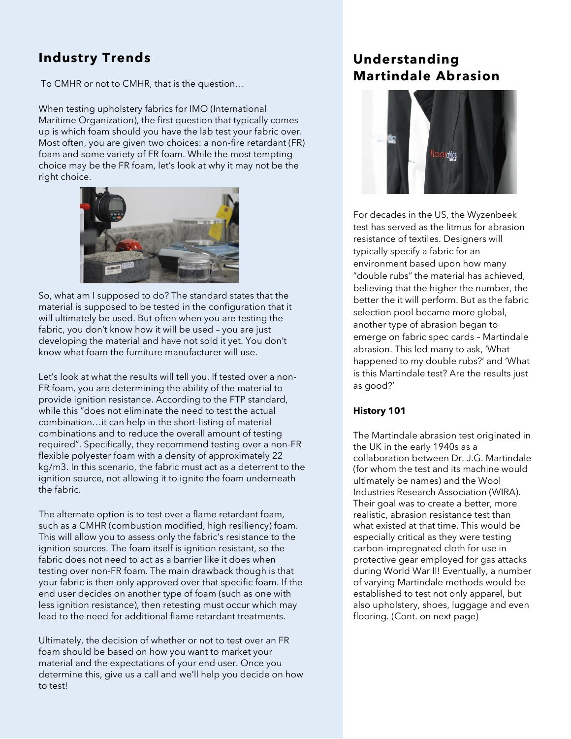## Industry Trends

To CMHR or not to CMHR, that is the question…

When testing upholstery fabrics for IMO (International Maritime Organization), the first question that typically comes up is which foam should you have the lab test your fabric over. Most often, you are given two choices: a non-fire retardant (FR) foam and some variety of FR foam. While the most tempting choice may be the FR foam, let's look at why it may not be the right choice.

So, what am I supposed to do? The standard states that the material is supposed to be tested in the configuration that it will ultimately be used. But often when you are testing the fabric, you don't know how it will be used – you are just developing the material and have not sold it yet. You don't know what foam the furniture manufacturer will use.

Let's look at what the results will tell you. If tested over a non-FR foam, you are determining the ability of the material to provide ignition resistance. According to the FTP standard, while this "does not eliminate the need to test the actual combination…it can help in the short-listing of material combinations and to reduce the overall amount of testing required". Specifically, they recommend testing over a non-FR flexible polyester foam with a density of approximately 22 kg/m3. In this scenario, the fabric must act as a deterrent to the ignition source, not allowing it to ignite the foam underneath the fabric.

The alternate option is to test over a flame retardant foam, such as a CMHR (combustion modified, high resiliency) foam. This will allow you to assess only the fabric's resistance to the ignition sources. The foam itself is ignition resistant, so the fabric does not need to act as a barrier like it does when testing over non-FR foam. The main drawback though is that your fabric is then only approved over that specific foam. If the end user decides on another type of foam (such as one with less ignition resistance), then retesting must occur which may lead to the need for additional flame retardant treatments.

Ultimately, the decision of whether or not to test over an FR foam should be based on how you want to market your material and the expectations of your end user. Once you determine this, give us a call and we'll help you decide on how to test!

## Understanding Martindale Abrasion

For decades in the US, the Wyzenbeek test has served as the litmus for abrasion resistance of textiles. Designers will typically specify a fabric for an environment based upon how many "double rubs" the material has achieved, believing that the higher the number, the better the it will perform. But as the fabric selection pool became more global, another type of abrasion began to emerge on fabric spec cards – Martindale abrasion. This led many to ask, 'What happened to my double rubs?' and 'What is this Martindale test? Are the results just as good?'

### History 101

The Martindale abrasion test originated in the UK in the early 1940s as a collaboration between Dr. J.G. Martindale (for whom the test and its machine would ultimately be names) and the Wool Industries Research Association (WIRA). Their goal was to create a better, more realistic, abrasion resistance test than what existed at that time. This would be especially critical as they were testing carbon-impregnated cloth for use in protective gear employed for gas attacks during World War II! Eventually, a number of varying Martindale methods would be established to test not only apparel, but also upholstery, shoes, luggage and even flooring. (Cont. on next page)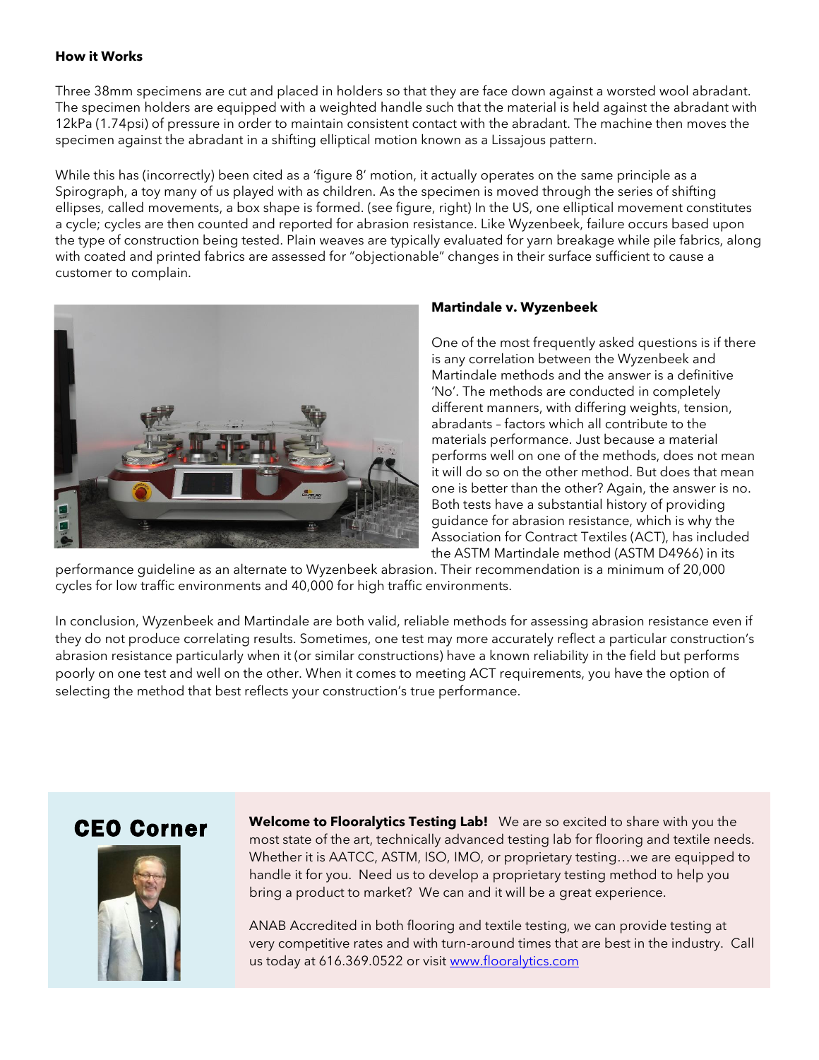**How it Works**

Three 38mm specimens are cut and placed in holders so that they are face down against a worsted wool abradant. The specimen holders are equipped with a weighted handle such that the material is held against the abradant with 12kPa (1.74psi) of pressure in order to maintain consistent contact with the abradant. The machine then moves the specimen against the abradant in a shifting elliptical motion known as a Lissajous pattern.

While this has (incorrectly) been cited as a 'figure 8' motion, it actually operates on the same principle as a Spirograph, a toy many of us played with as children. As the specimen is moved through the series of shifting ellipses, called movements, a box shape is formed. (see figure, right) In the US, one elliptical movement constitutes a cycle; cycles are then counted and reported for abrasion resistance. Like Wyzenbeek, failure occurs based upon the type of construction being tested. Plain weaves are typically evaluated for yarn breakage while pile fabrics, along with coated and printed fabrics are assessed for "objectionable" changes in their surface sufficient to cause a customer to complain.

**Martindale v. Wyzenbeek**

One of the most frequently asked questions is if there is any correlation between the Wyzenbeek and Martindale methods and the answer is a definitive 'No'. The methods are conducted in completely different manners, with differing weights, tension, abradants – factors which all contribute to the materials performance. Just because a material performs well on one of the methods, does not mean it will do so on the other method. But does that mean one is better than the other? Again, the answer is no. Both tests have a substantial history of providing guidance for abrasion resistance, which is why the Association for Contract Textiles (ACT), has included the ASTM Martindale method (ASTM D4966) in its performance guideline as an alternate to Wyzenbeek abrasion. Their recommendation is a minimum of 20,000 cycles for low traffic environments and 40,000 for high traffic environments.

In conclusion, Wyzenbeek and Martindale are both valid, reliable methods for assessing abrasion resistance even if they do not produce correlating results. Sometimes, one test may more accurately reflect a particular construction's abrasion resistance particularly when it (or similar constructions) have a known reliability in the field but performs poorly on one test and well on the other. When it comes to meeting ACT requirements, you have the option of selecting the method that best reflects your construction's true performance.

## CEO Corner

**Welcome to Flooralytics Testing Lab!** We are so excited to share with you the most state of the art, technically advanced testing lab for flooring and textile needs. Whether it is AATCC, ASTM, ISO, IMO, or proprietary testing…we are equipped to handle it for you. Need us to develop a proprietary testing method to help you bring a product to market? We can and it will be a great experience.

ANAB Accredited in both flooring and textile testing, we can provide testing at very competitive rates and with turn-around times that are best in the industry. Call us today at 616.369.0522 or visit www.flooralytics.com